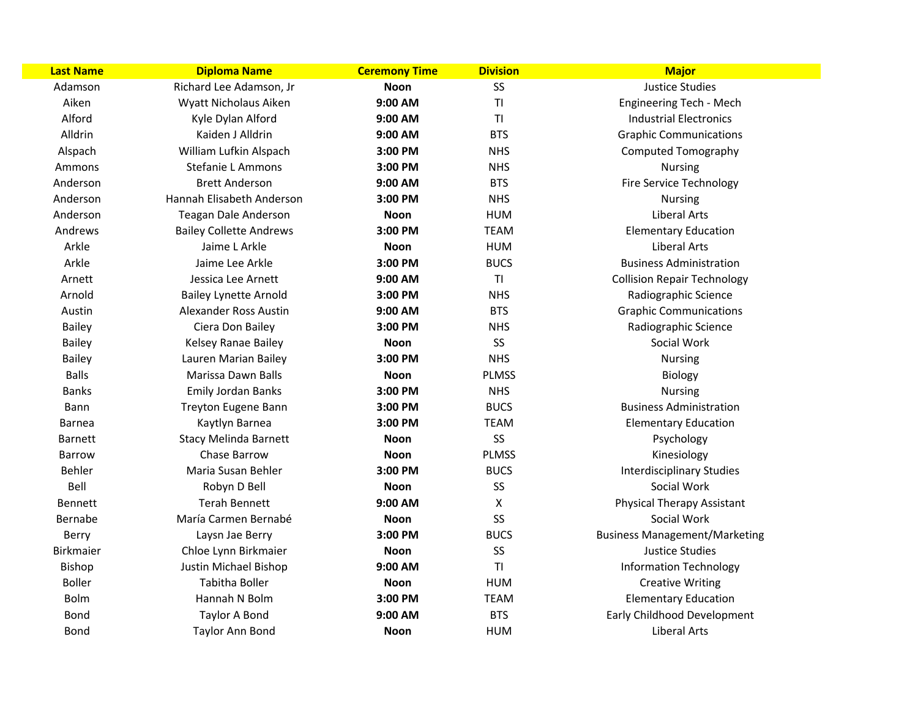| Last Name | Diploma Name | Ceremony Time | Division | Major |
| --- | --- | --- | --- | --- |
| Adamson | Richard Lee Adamson, Jr | **Noon** | SS | Justice Studies |
| Aiken | Wyatt Nicholaus Aiken | **9:00 AM** | TI | Engineering Tech - Mech |
| Alford | Kyle Dylan Alford | **9:00 AM** | TI | Industrial Electronics |
| Alldrin | Kaiden J Alldrin | **9:00 AM** | BTS | Graphic Communications |
| Alspach | William Lufkin Alspach | **3:00 PM** | NHS | Computed Tomography |
| Ammons | Stefanie L Ammons | **3:00 PM** | NHS | Nursing |
| Anderson | Brett Anderson | **9:00 AM** | BTS | Fire Service Technology |
| Anderson | Hannah Elisabeth Anderson | **3:00 PM** | NHS | Nursing |
| Anderson | Teagan Dale Anderson | **Noon** | HUM | Liberal Arts |
| Andrews | Bailey Collette Andrews | **3:00 PM** | TEAM | Elementary Education |
| Arkle | Jaime L Arkle | **Noon** | HUM | Liberal Arts |
| Arkle | Jaime Lee Arkle | **3:00 PM** | BUCS | Business Administration |
| Arnett | Jessica Lee Arnett | **9:00 AM** | TI | Collision Repair Technology |
| Arnold | Bailey Lynette Arnold | **3:00 PM** | NHS | Radiographic Science |
| Austin | Alexander Ross Austin | **9:00 AM** | BTS | Graphic Communications |
| Bailey | Ciera Don Bailey | **3:00 PM** | NHS | Radiographic Science |
| Bailey | Kelsey Ranae Bailey | **Noon** | SS | Social Work |
| Bailey | Lauren Marian Bailey | **3:00 PM** | NHS | Nursing |
| Balls | Marissa Dawn Balls | **Noon** | PLMSS | Biology |
| Banks | Emily Jordan Banks | **3:00 PM** | NHS | Nursing |
| Bann | Treyton Eugene Bann | **3:00 PM** | BUCS | Business Administration |
| Barnea | Kaytlyn Barnea | **3:00 PM** | TEAM | Elementary Education |
| Barnett | Stacy Melinda Barnett | **Noon** | SS | Psychology |
| Barrow | Chase Barrow | **Noon** | PLMSS | Kinesiology |
| Behler | Maria Susan Behler | **3:00 PM** | BUCS | Interdisciplinary Studies |
| Bell | Robyn D Bell | **Noon** | SS | Social Work |
| Bennett | Terah Bennett | **9:00 AM** | X | Physical Therapy Assistant |
| Bernabe | María Carmen Bernabé | **Noon** | SS | Social Work |
| Berry | Laysn Jae Berry | **3:00 PM** | BUCS | Business Management/Marketing |
| Birkmaier | Chloe Lynn Birkmaier | **Noon** | SS | Justice Studies |
| Bishop | Justin Michael Bishop | **9:00 AM** | TI | Information Technology |
| Boller | Tabitha Boller | **Noon** | HUM | Creative Writing |
| Bolm | Hannah N Bolm | **3:00 PM** | TEAM | Elementary Education |
| Bond | Taylor A Bond | **9:00 AM** | BTS | Early Childhood Development |
| Bond | Taylor Ann Bond | **Noon** | HUM | Liberal Arts |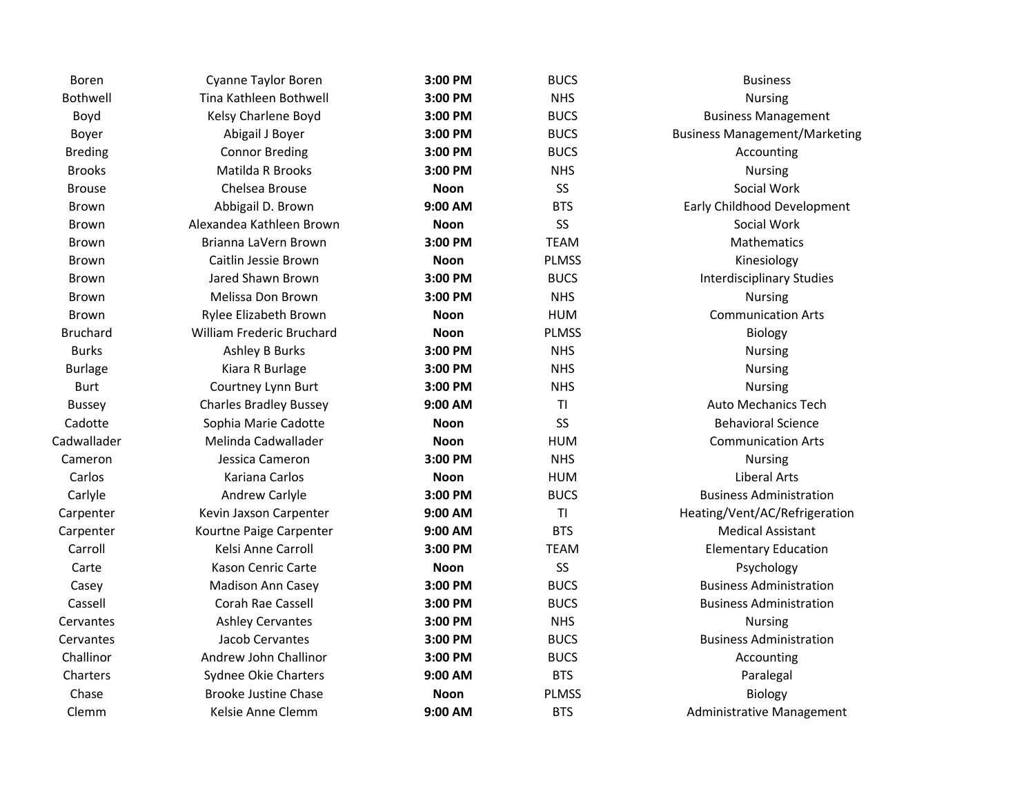| | | | | |
|---|---|---|---|---|
| Boren | Cyanne Taylor Boren | **3:00 PM** | BUCS | Business |
| Bothwell | Tina Kathleen Bothwell | **3:00 PM** | NHS | Nursing |
| Boyd | Kelsy Charlene Boyd | **3:00 PM** | BUCS | Business Management |
| Boyer | Abigail J Boyer | **3:00 PM** | BUCS | Business Management/Marketing |
| Breding | Connor Breding | **3:00 PM** | BUCS | Accounting |
| Brooks | Matilda R Brooks | **3:00 PM** | NHS | Nursing |
| Brouse | Chelsea Brouse | **Noon** | SS | Social Work |
| Brown | Abbigail D. Brown | **9:00 AM** | BTS | Early Childhood Development |
| Brown | Alexandea Kathleen Brown | **Noon** | SS | Social Work |
| Brown | Brianna LaVern Brown | **3:00 PM** | TEAM | Mathematics |
| Brown | Caitlin Jessie Brown | **Noon** | PLMSS | Kinesiology |
| Brown | Jared Shawn Brown | **3:00 PM** | BUCS | Interdisciplinary Studies |
| Brown | Melissa Don Brown | **3:00 PM** | NHS | Nursing |
| Brown | Rylee Elizabeth Brown | **Noon** | HUM | Communication Arts |
| Bruchard | William Frederic Bruchard | **Noon** | PLMSS | Biology |
| Burks | Ashley B Burks | **3:00 PM** | NHS | Nursing |
| Burlage | Kiara R Burlage | **3:00 PM** | NHS | Nursing |
| Burt | Courtney Lynn Burt | **3:00 PM** | NHS | Nursing |
| Bussey | Charles Bradley Bussey | **9:00 AM** | TI | Auto Mechanics Tech |
| Cadotte | Sophia Marie Cadotte | **Noon** | SS | Behavioral Science |
| Cadwallader | Melinda Cadwallader | **Noon** | HUM | Communication Arts |
| Cameron | Jessica Cameron | **3:00 PM** | NHS | Nursing |
| Carlos | Kariana Carlos | **Noon** | HUM | Liberal Arts |
| Carlyle | Andrew Carlyle | **3:00 PM** | BUCS | Business Administration |
| Carpenter | Kevin Jaxson Carpenter | **9:00 AM** | TI | Heating/Vent/AC/Refrigeration |
| Carpenter | Kourtne Paige Carpenter | **9:00 AM** | BTS | Medical Assistant |
| Carroll | Kelsi Anne Carroll | **3:00 PM** | TEAM | Elementary Education |
| Carte | Kason Cenric Carte | **Noon** | SS | Psychology |
| Casey | Madison Ann Casey | **3:00 PM** | BUCS | Business Administration |
| Cassell | Corah Rae Cassell | **3:00 PM** | BUCS | Business Administration |
| Cervantes | Ashley Cervantes | **3:00 PM** | NHS | Nursing |
| Cervantes | Jacob Cervantes | **3:00 PM** | BUCS | Business Administration |
| Challinor | Andrew John Challinor | **3:00 PM** | BUCS | Accounting |
| Charters | Sydnee Okie Charters | **9:00 AM** | BTS | Paralegal |
| Chase | Brooke Justine Chase | **Noon** | PLMSS | Biology |
| Clemm | Kelsie Anne Clemm | **9:00 AM** | BTS | Administrative Management |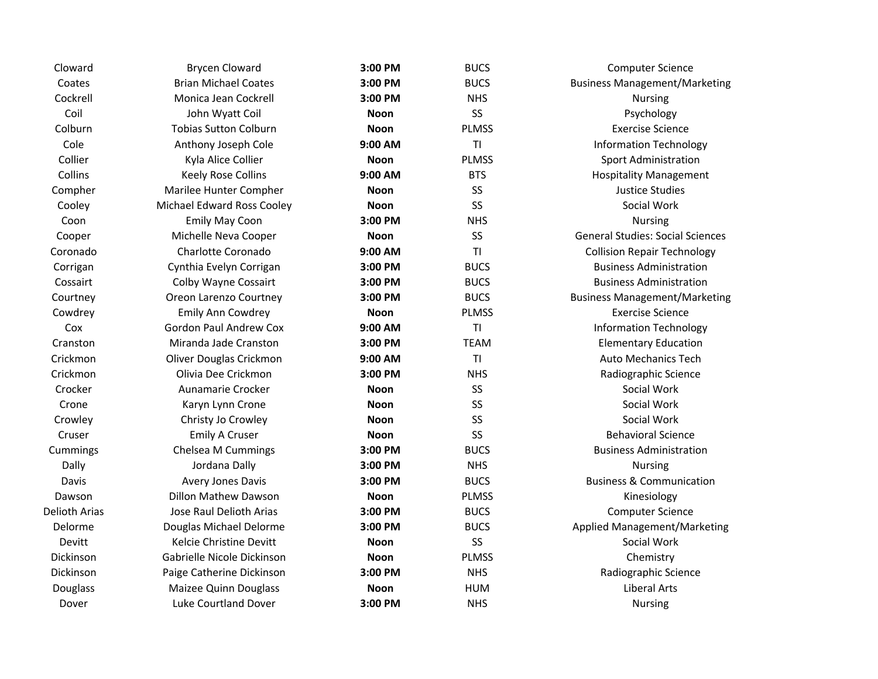| | | | | |
|---|---|---|---|---|
| Cloward | Brycen Cloward | **3:00 PM** | BUCS | Computer Science |
| Coates | Brian Michael Coates | **3:00 PM** | BUCS | Business Management/Marketing |
| Cockrell | Monica Jean Cockrell | **3:00 PM** | NHS | Nursing |
| Coil | John Wyatt Coil | **Noon** | SS | Psychology |
| Colburn | Tobias Sutton Colburn | **Noon** | PLMSS | Exercise Science |
| Cole | Anthony Joseph Cole | **9:00 AM** | TI | Information Technology |
| Collier | Kyla Alice Collier | **Noon** | PLMSS | Sport Administration |
| Collins | Keely Rose Collins | **9:00 AM** | BTS | Hospitality Management |
| Compher | Marilee Hunter Compher | **Noon** | SS | Justice Studies |
| Cooley | Michael Edward Ross Cooley | **Noon** | SS | Social Work |
| Coon | Emily May Coon | **3:00 PM** | NHS | Nursing |
| Cooper | Michelle Neva Cooper | **Noon** | SS | General Studies: Social Sciences |
| Coronado | Charlotte Coronado | **9:00 AM** | TI | Collision Repair Technology |
| Corrigan | Cynthia Evelyn Corrigan | **3:00 PM** | BUCS | Business Administration |
| Cossairt | Colby Wayne Cossairt | **3:00 PM** | BUCS | Business Administration |
| Courtney | Oreon Larenzo Courtney | **3:00 PM** | BUCS | Business Management/Marketing |
| Cowdrey | Emily Ann Cowdrey | **Noon** | PLMSS | Exercise Science |
| Cox | Gordon Paul Andrew Cox | **9:00 AM** | TI | Information Technology |
| Cranston | Miranda Jade Cranston | **3:00 PM** | TEAM | Elementary Education |
| Crickmon | Oliver Douglas Crickmon | **9:00 AM** | TI | Auto Mechanics Tech |
| Crickmon | Olivia Dee Crickmon | **3:00 PM** | NHS | Radiographic Science |
| Crocker | Aunamarie Crocker | **Noon** | SS | Social Work |
| Crone | Karyn Lynn Crone | **Noon** | SS | Social Work |
| Crowley | Christy Jo Crowley | **Noon** | SS | Social Work |
| Cruser | Emily A Cruser | **Noon** | SS | Behavioral Science |
| Cummings | Chelsea M Cummings | **3:00 PM** | BUCS | Business Administration |
| Dally | Jordana Dally | **3:00 PM** | NHS | Nursing |
| Davis | Avery Jones Davis | **3:00 PM** | BUCS | Business & Communication |
| Dawson | Dillon Mathew Dawson | **Noon** | PLMSS | Kinesiology |
| Delioth Arias | Jose Raul Delioth Arias | **3:00 PM** | BUCS | Computer Science |
| Delorme | Douglas Michael Delorme | **3:00 PM** | BUCS | Applied Management/Marketing |
| Devitt | Kelcie Christine Devitt | **Noon** | SS | Social Work |
| Dickinson | Gabrielle Nicole Dickinson | **Noon** | PLMSS | Chemistry |
| Dickinson | Paige Catherine Dickinson | **3:00 PM** | NHS | Radiographic Science |
| Douglass | Maizee Quinn Douglass | **Noon** | HUM | Liberal Arts |
| Dover | Luke Courtland Dover | **3:00 PM** | NHS | Nursing |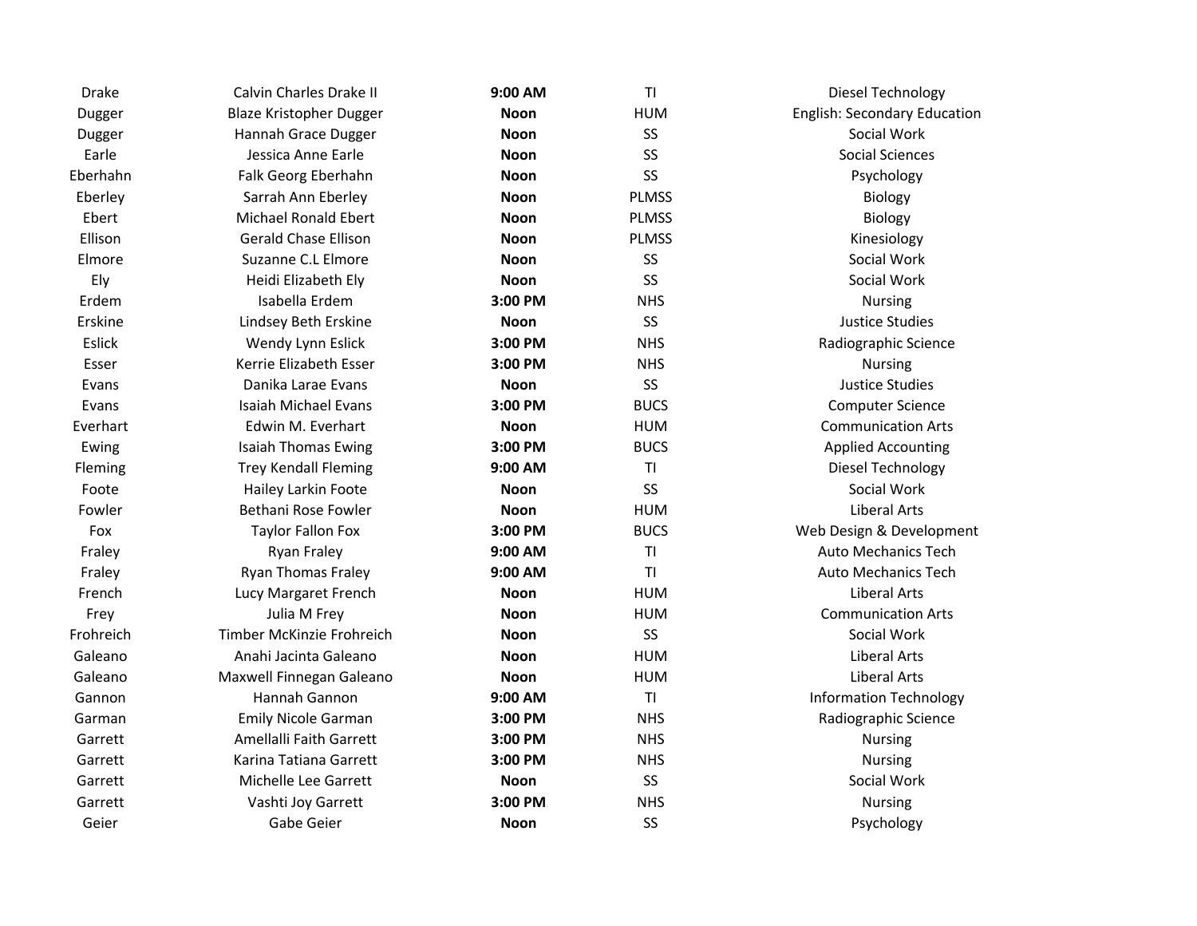| | | | | |
|---|---|---|---|---|
| Drake | Calvin Charles Drake II | **9:00 AM** | TI | Diesel Technology |
| Dugger | Blaze Kristopher Dugger | **Noon** | HUM | English: Secondary Education |
| Dugger | Hannah Grace Dugger | **Noon** | SS | Social Work |
| Earle | Jessica Anne Earle | **Noon** | SS | Social Sciences |
| Eberhahn | Falk Georg Eberhahn | **Noon** | SS | Psychology |
| Eberley | Sarrah Ann Eberley | **Noon** | PLMSS | Biology |
| Ebert | Michael Ronald Ebert | **Noon** | PLMSS | Biology |
| Ellison | Gerald Chase Ellison | **Noon** | PLMSS | Kinesiology |
| Elmore | Suzanne C.L Elmore | **Noon** | SS | Social Work |
| Ely | Heidi Elizabeth Ely | **Noon** | SS | Social Work |
| Erdem | Isabella Erdem | **3:00 PM** | NHS | Nursing |
| Erskine | Lindsey Beth Erskine | **Noon** | SS | Justice Studies |
| Eslick | Wendy Lynn Eslick | **3:00 PM** | NHS | Radiographic Science |
| Esser | Kerrie Elizabeth Esser | **3:00 PM** | NHS | Nursing |
| Evans | Danika Larae Evans | **Noon** | SS | Justice Studies |
| Evans | Isaiah Michael Evans | **3:00 PM** | BUCS | Computer Science |
| Everhart | Edwin M. Everhart | **Noon** | HUM | Communication Arts |
| Ewing | Isaiah Thomas Ewing | **3:00 PM** | BUCS | Applied Accounting |
| Fleming | Trey Kendall Fleming | **9:00 AM** | TI | Diesel Technology |
| Foote | Hailey Larkin Foote | **Noon** | SS | Social Work |
| Fowler | Bethani Rose Fowler | **Noon** | HUM | Liberal Arts |
| Fox | Taylor Fallon Fox | **3:00 PM** | BUCS | Web Design & Development |
| Fraley | Ryan Fraley | **9:00 AM** | TI | Auto Mechanics Tech |
| Fraley | Ryan Thomas Fraley | **9:00 AM** | TI | Auto Mechanics Tech |
| French | Lucy Margaret French | **Noon** | HUM | Liberal Arts |
| Frey | Julia M Frey | **Noon** | HUM | Communication Arts |
| Frohreich | Timber McKinzie Frohreich | **Noon** | SS | Social Work |
| Galeano | Anahi Jacinta Galeano | **Noon** | HUM | Liberal Arts |
| Galeano | Maxwell Finnegan Galeano | **Noon** | HUM | Liberal Arts |
| Gannon | Hannah Gannon | **9:00 AM** | TI | Information Technology |
| Garman | Emily Nicole Garman | **3:00 PM** | NHS | Radiographic Science |
| Garrett | Amellalli Faith Garrett | **3:00 PM** | NHS | Nursing |
| Garrett | Karina Tatiana Garrett | **3:00 PM** | NHS | Nursing |
| Garrett | Michelle Lee Garrett | **Noon** | SS | Social Work |
| Garrett | Vashti Joy Garrett | **3:00 PM** | NHS | Nursing |
| Geier | Gabe Geier | **Noon** | SS | Psychology |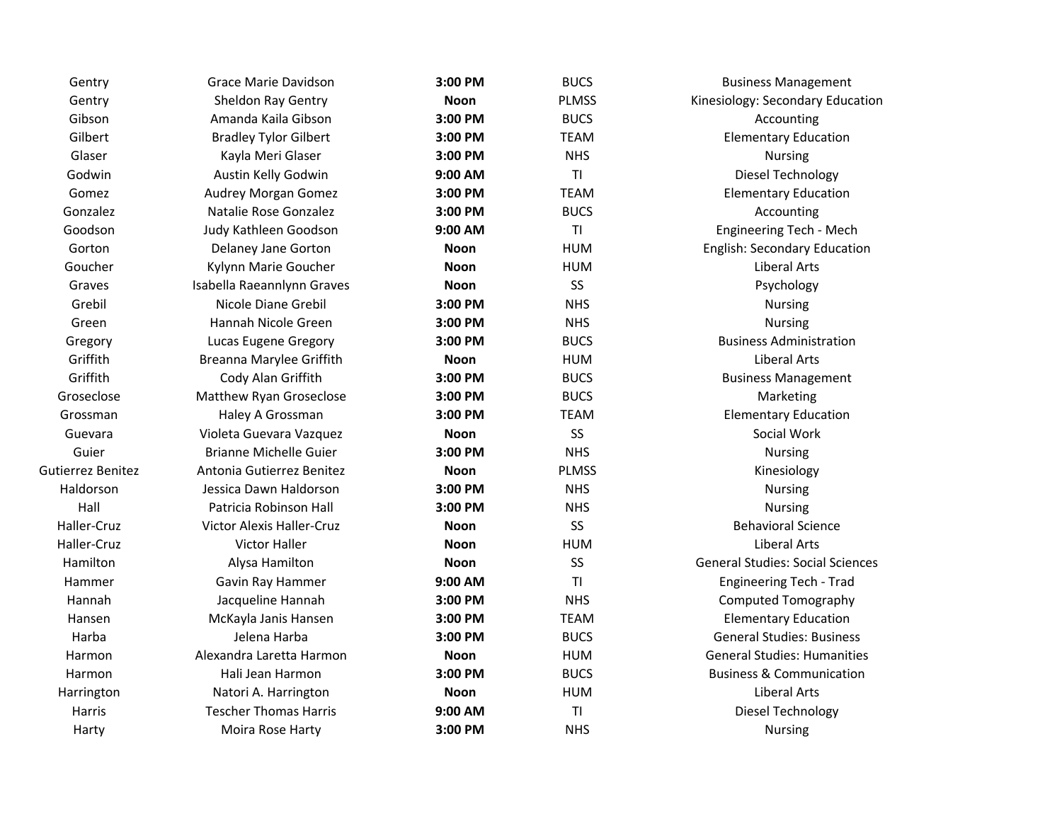| | | | | |
|---|---|---|---|---|
| Gentry | Grace Marie Davidson | **3:00 PM** | BUCS | Business Management |
| Gentry | Sheldon Ray Gentry | **Noon** | PLMSS | Kinesiology: Secondary Education |
| Gibson | Amanda Kaila Gibson | **3:00 PM** | BUCS | Accounting |
| Gilbert | Bradley Tylor Gilbert | **3:00 PM** | TEAM | Elementary Education |
| Glaser | Kayla Meri Glaser | **3:00 PM** | NHS | Nursing |
| Godwin | Austin Kelly Godwin | **9:00 AM** | TI | Diesel Technology |
| Gomez | Audrey Morgan Gomez | **3:00 PM** | TEAM | Elementary Education |
| Gonzalez | Natalie Rose Gonzalez | **3:00 PM** | BUCS | Accounting |
| Goodson | Judy Kathleen Goodson | **9:00 AM** | TI | Engineering Tech - Mech |
| Gorton | Delaney Jane Gorton | **Noon** | HUM | English: Secondary Education |
| Goucher | Kylynn Marie Goucher | **Noon** | HUM | Liberal Arts |
| Graves | Isabella Raeannlynn Graves | **Noon** | SS | Psychology |
| Grebil | Nicole Diane Grebil | **3:00 PM** | NHS | Nursing |
| Green | Hannah Nicole Green | **3:00 PM** | NHS | Nursing |
| Gregory | Lucas Eugene Gregory | **3:00 PM** | BUCS | Business Administration |
| Griffith | Breanna Marylee Griffith | **Noon** | HUM | Liberal Arts |
| Griffith | Cody Alan Griffith | **3:00 PM** | BUCS | Business Management |
| Groseclose | Matthew Ryan Groseclose | **3:00 PM** | BUCS | Marketing |
| Grossman | Haley A Grossman | **3:00 PM** | TEAM | Elementary Education |
| Guevara | Violeta Guevara Vazquez | **Noon** | SS | Social Work |
| Guier | Brianne Michelle Guier | **3:00 PM** | NHS | Nursing |
| Gutierrez Benitez | Antonia Gutierrez Benitez | **Noon** | PLMSS | Kinesiology |
| Haldorson | Jessica Dawn Haldorson | **3:00 PM** | NHS | Nursing |
| Hall | Patricia Robinson Hall | **3:00 PM** | NHS | Nursing |
| Haller-Cruz | Victor Alexis Haller-Cruz | **Noon** | SS | Behavioral Science |
| Haller-Cruz | Victor Haller | **Noon** | HUM | Liberal Arts |
| Hamilton | Alysa Hamilton | **Noon** | SS | General Studies: Social Sciences |
| Hammer | Gavin Ray Hammer | **9:00 AM** | TI | Engineering Tech - Trad |
| Hannah | Jacqueline Hannah | **3:00 PM** | NHS | Computed Tomography |
| Hansen | McKayla Janis Hansen | **3:00 PM** | TEAM | Elementary Education |
| Harba | Jelena Harba | **3:00 PM** | BUCS | General Studies: Business |
| Harmon | Alexandra Laretta Harmon | **Noon** | HUM | General Studies: Humanities |
| Harmon | Hali Jean Harmon | **3:00 PM** | BUCS | Business & Communication |
| Harrington | Natori A. Harrington | **Noon** | HUM | Liberal Arts |
| Harris | Tescher Thomas Harris | **9:00 AM** | TI | Diesel Technology |
| Harty | Moira Rose Harty | **3:00 PM** | NHS | Nursing |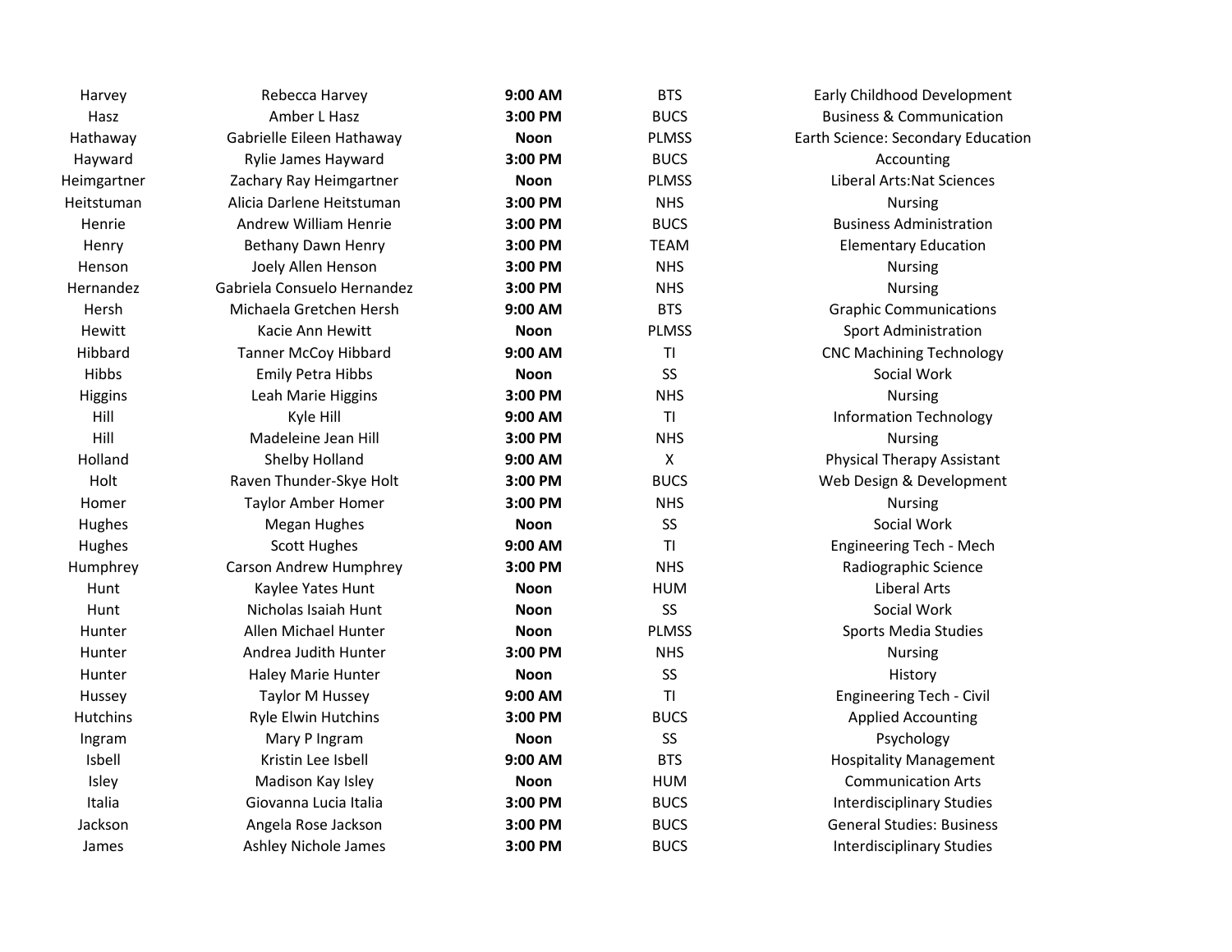| | | | | |
|---|---|---|---|---|
| Harvey | Rebecca Harvey | **9:00 AM** | BTS | Early Childhood Development |
| Hasz | Amber L Hasz | **3:00 PM** | BUCS | Business & Communication |
| Hathaway | Gabrielle Eileen Hathaway | **Noon** | PLMSS | Earth Science: Secondary Education |
| Hayward | Rylie James Hayward | **3:00 PM** | BUCS | Accounting |
| Heimgartner | Zachary Ray Heimgartner | **Noon** | PLMSS | Liberal Arts:Nat Sciences |
| Heitstuman | Alicia Darlene Heitstuman | **3:00 PM** | NHS | Nursing |
| Henrie | Andrew William Henrie | **3:00 PM** | BUCS | Business Administration |
| Henry | Bethany Dawn Henry | **3:00 PM** | TEAM | Elementary Education |
| Henson | Joely Allen Henson | **3:00 PM** | NHS | Nursing |
| Hernandez | Gabriela Consuelo Hernandez | **3:00 PM** | NHS | Nursing |
| Hersh | Michaela Gretchen Hersh | **9:00 AM** | BTS | Graphic Communications |
| Hewitt | Kacie Ann Hewitt | **Noon** | PLMSS | Sport Administration |
| Hibbard | Tanner McCoy Hibbard | **9:00 AM** | TI | CNC Machining Technology |
| Hibbs | Emily Petra Hibbs | **Noon** | SS | Social Work |
| Higgins | Leah Marie Higgins | **3:00 PM** | NHS | Nursing |
| Hill | Kyle Hill | **9:00 AM** | TI | Information Technology |
| Hill | Madeleine Jean Hill | **3:00 PM** | NHS | Nursing |
| Holland | Shelby Holland | **9:00 AM** | X | Physical Therapy Assistant |
| Holt | Raven Thunder-Skye Holt | **3:00 PM** | BUCS | Web Design & Development |
| Homer | Taylor Amber Homer | **3:00 PM** | NHS | Nursing |
| Hughes | Megan Hughes | **Noon** | SS | Social Work |
| Hughes | Scott Hughes | **9:00 AM** | TI | Engineering Tech - Mech |
| Humphrey | Carson Andrew Humphrey | **3:00 PM** | NHS | Radiographic Science |
| Hunt | Kaylee Yates Hunt | **Noon** | HUM | Liberal Arts |
| Hunt | Nicholas Isaiah Hunt | **Noon** | SS | Social Work |
| Hunter | Allen Michael Hunter | **Noon** | PLMSS | Sports Media Studies |
| Hunter | Andrea Judith Hunter | **3:00 PM** | NHS | Nursing |
| Hunter | Haley Marie Hunter | **Noon** | SS | History |
| Hussey | Taylor M Hussey | **9:00 AM** | TI | Engineering Tech - Civil |
| Hutchins | Ryle Elwin Hutchins | **3:00 PM** | BUCS | Applied Accounting |
| Ingram | Mary P Ingram | **Noon** | SS | Psychology |
| Isbell | Kristin Lee Isbell | **9:00 AM** | BTS | Hospitality Management |
| Isley | Madison Kay Isley | **Noon** | HUM | Communication Arts |
| Italia | Giovanna Lucia Italia | **3:00 PM** | BUCS | Interdisciplinary Studies |
| Jackson | Angela Rose Jackson | **3:00 PM** | BUCS | General Studies: Business |
| James | Ashley Nichole James | **3:00 PM** | BUCS | Interdisciplinary Studies |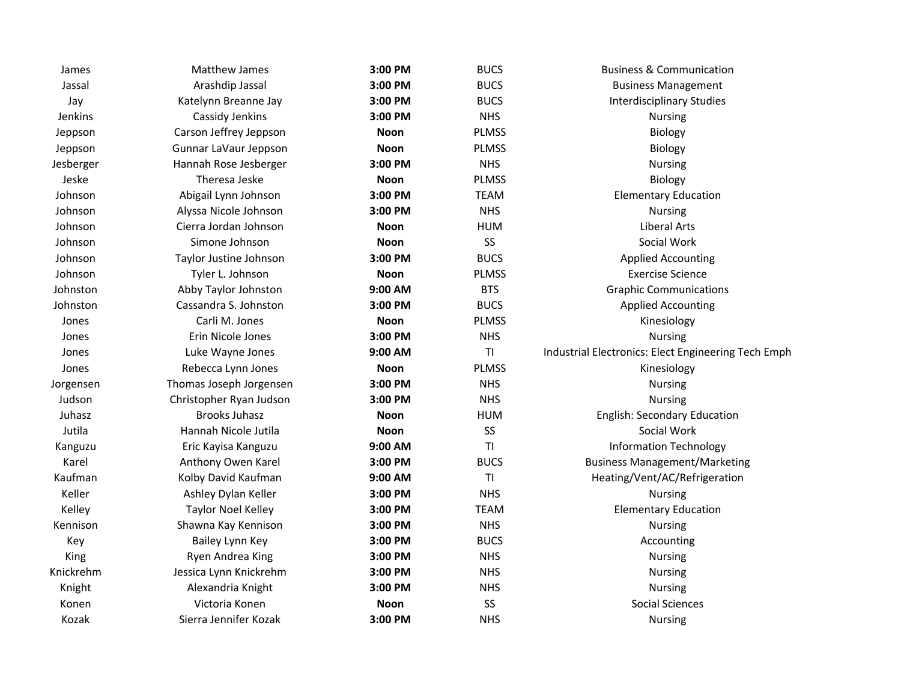| | | | | |
|---|---|---|---|---|
| James | Matthew James | **3:00 PM** | BUCS | Business & Communication |
| Jassal | Arashdip Jassal | **3:00 PM** | BUCS | Business Management |
| Jay | Katelynn Breanne Jay | **3:00 PM** | BUCS | Interdisciplinary Studies |
| Jenkins | Cassidy Jenkins | **3:00 PM** | NHS | Nursing |
| Jeppson | Carson Jeffrey Jeppson | **Noon** | PLMSS | Biology |
| Jeppson | Gunnar LaVaur Jeppson | **Noon** | PLMSS | Biology |
| Jesberger | Hannah Rose Jesberger | **3:00 PM** | NHS | Nursing |
| Jeske | Theresa Jeske | **Noon** | PLMSS | Biology |
| Johnson | Abigail Lynn Johnson | **3:00 PM** | TEAM | Elementary Education |
| Johnson | Alyssa Nicole Johnson | **3:00 PM** | NHS | Nursing |
| Johnson | Cierra Jordan Johnson | **Noon** | HUM | Liberal Arts |
| Johnson | Simone Johnson | **Noon** | SS | Social Work |
| Johnson | Taylor Justine Johnson | **3:00 PM** | BUCS | Applied Accounting |
| Johnson | Tyler L. Johnson | **Noon** | PLMSS | Exercise Science |
| Johnston | Abby Taylor Johnston | **9:00 AM** | BTS | Graphic Communications |
| Johnston | Cassandra S. Johnston | **3:00 PM** | BUCS | Applied Accounting |
| Jones | Carli M. Jones | **Noon** | PLMSS | Kinesiology |
| Jones | Erin Nicole Jones | **3:00 PM** | NHS | Nursing |
| Jones | Luke Wayne Jones | **9:00 AM** | TI | Industrial Electronics: Elect Engineering Tech Emph |
| Jones | Rebecca Lynn Jones | **Noon** | PLMSS | Kinesiology |
| Jorgensen | Thomas Joseph Jorgensen | **3:00 PM** | NHS | Nursing |
| Judson | Christopher Ryan Judson | **3:00 PM** | NHS | Nursing |
| Juhasz | Brooks Juhasz | **Noon** | HUM | English: Secondary Education |
| Jutila | Hannah Nicole Jutila | **Noon** | SS | Social Work |
| Kanguzu | Eric Kayisa Kanguzu | **9:00 AM** | TI | Information Technology |
| Karel | Anthony Owen Karel | **3:00 PM** | BUCS | Business Management/Marketing |
| Kaufman | Kolby David Kaufman | **9:00 AM** | TI | Heating/Vent/AC/Refrigeration |
| Keller | Ashley Dylan Keller | **3:00 PM** | NHS | Nursing |
| Kelley | Taylor Noel Kelley | **3:00 PM** | TEAM | Elementary Education |
| Kennison | Shawna Kay Kennison | **3:00 PM** | NHS | Nursing |
| Key | Bailey Lynn Key | **3:00 PM** | BUCS | Accounting |
| King | Ryen Andrea King | **3:00 PM** | NHS | Nursing |
| Knickrehm | Jessica Lynn Knickrehm | **3:00 PM** | NHS | Nursing |
| Knight | Alexandria Knight | **3:00 PM** | NHS | Nursing |
| Konen | Victoria Konen | **Noon** | SS | Social Sciences |
| Kozak | Sierra Jennifer Kozak | **3:00 PM** | NHS | Nursing |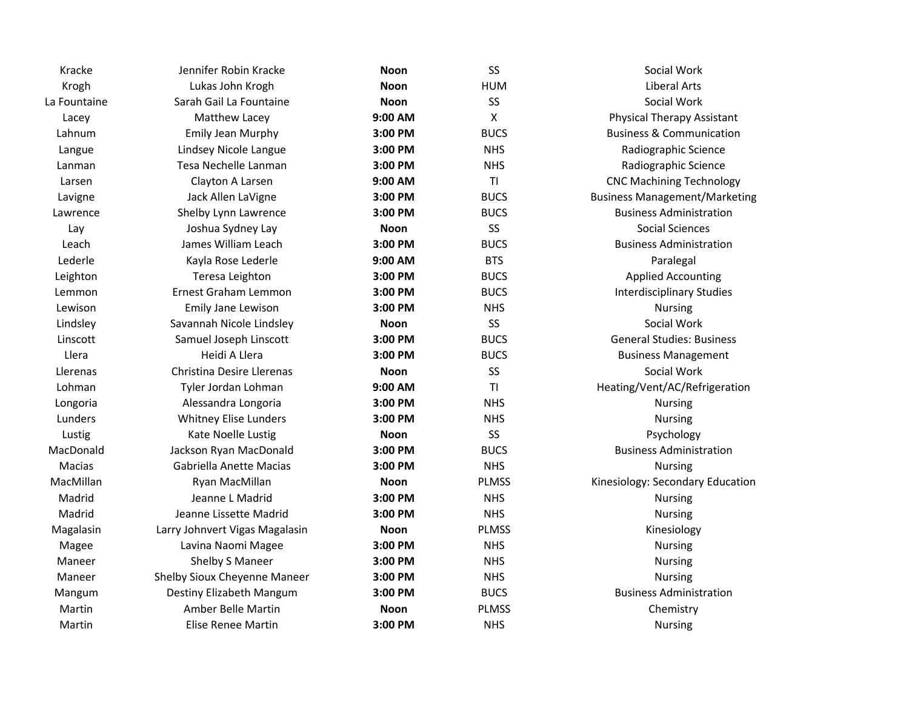| | | | | |
|---|---|---|---|---|
| Kracke | Jennifer Robin Kracke | **Noon** | SS | Social Work |
| Krogh | Lukas John Krogh | **Noon** | HUM | Liberal Arts |
| La Fountaine | Sarah Gail La Fountaine | **Noon** | SS | Social Work |
| Lacey | Matthew Lacey | **9:00 AM** | X | Physical Therapy Assistant |
| Lahnum | Emily Jean Murphy | **3:00 PM** | BUCS | Business & Communication |
| Langue | Lindsey Nicole Langue | **3:00 PM** | NHS | Radiographic Science |
| Lanman | Tesa Nechelle Lanman | **3:00 PM** | NHS | Radiographic Science |
| Larsen | Clayton A Larsen | **9:00 AM** | TI | CNC Machining Technology |
| Lavigne | Jack Allen LaVigne | **3:00 PM** | BUCS | Business Management/Marketing |
| Lawrence | Shelby Lynn Lawrence | **3:00 PM** | BUCS | Business Administration |
| Lay | Joshua Sydney Lay | **Noon** | SS | Social Sciences |
| Leach | James William Leach | **3:00 PM** | BUCS | Business Administration |
| Lederle | Kayla Rose Lederle | **9:00 AM** | BTS | Paralegal |
| Leighton | Teresa Leighton | **3:00 PM** | BUCS | Applied Accounting |
| Lemmon | Ernest Graham Lemmon | **3:00 PM** | BUCS | Interdisciplinary Studies |
| Lewison | Emily Jane Lewison | **3:00 PM** | NHS | Nursing |
| Lindsley | Savannah Nicole Lindsley | **Noon** | SS | Social Work |
| Linscott | Samuel Joseph Linscott | **3:00 PM** | BUCS | General Studies: Business |
| Llera | Heidi A Llera | **3:00 PM** | BUCS | Business Management |
| Llerenas | Christina Desire Llerenas | **Noon** | SS | Social Work |
| Lohman | Tyler Jordan Lohman | **9:00 AM** | TI | Heating/Vent/AC/Refrigeration |
| Longoria | Alessandra Longoria | **3:00 PM** | NHS | Nursing |
| Lunders | Whitney Elise Lunders | **3:00 PM** | NHS | Nursing |
| Lustig | Kate Noelle Lustig | **Noon** | SS | Psychology |
| MacDonald | Jackson Ryan MacDonald | **3:00 PM** | BUCS | Business Administration |
| Macias | Gabriella Anette Macias | **3:00 PM** | NHS | Nursing |
| MacMillan | Ryan MacMillan | **Noon** | PLMSS | Kinesiology: Secondary Education |
| Madrid | Jeanne L Madrid | **3:00 PM** | NHS | Nursing |
| Madrid | Jeanne Lissette Madrid | **3:00 PM** | NHS | Nursing |
| Magalasin | Larry Johnvert Vigas Magalasin | **Noon** | PLMSS | Kinesiology |
| Magee | Lavina Naomi Magee | **3:00 PM** | NHS | Nursing |
| Maneer | Shelby S Maneer | **3:00 PM** | NHS | Nursing |
| Maneer | Shelby Sioux Cheyenne Maneer | **3:00 PM** | NHS | Nursing |
| Mangum | Destiny Elizabeth Mangum | **3:00 PM** | BUCS | Business Administration |
| Martin | Amber Belle Martin | **Noon** | PLMSS | Chemistry |
| Martin | Elise Renee Martin | **3:00 PM** | NHS | Nursing |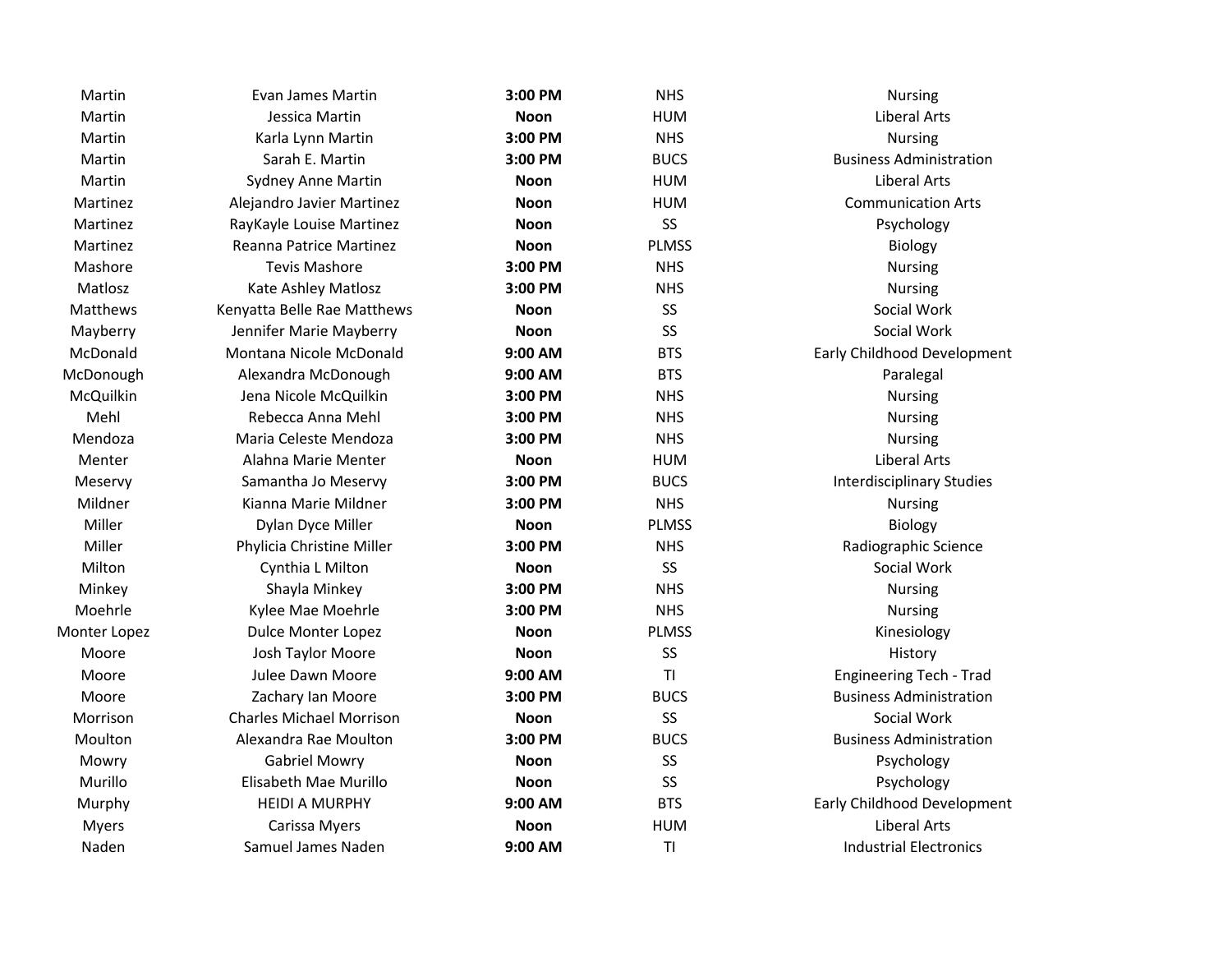| | | | | |
|---|---|---|---|---|
| Martin | Evan James Martin | **3:00 PM** | NHS | Nursing |
| Martin | Jessica Martin | **Noon** | HUM | Liberal Arts |
| Martin | Karla Lynn Martin | **3:00 PM** | NHS | Nursing |
| Martin | Sarah E. Martin | **3:00 PM** | BUCS | Business Administration |
| Martin | Sydney Anne Martin | **Noon** | HUM | Liberal Arts |
| Martinez | Alejandro Javier Martinez | **Noon** | HUM | Communication Arts |
| Martinez | RayKayle Louise Martinez | **Noon** | SS | Psychology |
| Martinez | Reanna Patrice Martinez | **Noon** | PLMSS | Biology |
| Mashore | Tevis Mashore | **3:00 PM** | NHS | Nursing |
| Matlosz | Kate Ashley Matlosz | **3:00 PM** | NHS | Nursing |
| Matthews | Kenyatta Belle Rae Matthews | **Noon** | SS | Social Work |
| Mayberry | Jennifer Marie Mayberry | **Noon** | SS | Social Work |
| McDonald | Montana Nicole McDonald | **9:00 AM** | BTS | Early Childhood Development |
| McDonough | Alexandra McDonough | **9:00 AM** | BTS | Paralegal |
| McQuilkin | Jena Nicole McQuilkin | **3:00 PM** | NHS | Nursing |
| Mehl | Rebecca Anna Mehl | **3:00 PM** | NHS | Nursing |
| Mendoza | Maria Celeste Mendoza | **3:00 PM** | NHS | Nursing |
| Menter | Alahna Marie Menter | **Noon** | HUM | Liberal Arts |
| Meservy | Samantha Jo Meservy | **3:00 PM** | BUCS | Interdisciplinary Studies |
| Mildner | Kianna Marie Mildner | **3:00 PM** | NHS | Nursing |
| Miller | Dylan Dyce Miller | **Noon** | PLMSS | Biology |
| Miller | Phylicia Christine Miller | **3:00 PM** | NHS | Radiographic Science |
| Milton | Cynthia L Milton | **Noon** | SS | Social Work |
| Minkey | Shayla Minkey | **3:00 PM** | NHS | Nursing |
| Moehrle | Kylee Mae Moehrle | **3:00 PM** | NHS | Nursing |
| Monter Lopez | Dulce Monter Lopez | **Noon** | PLMSS | Kinesiology |
| Moore | Josh Taylor Moore | **Noon** | SS | History |
| Moore | Julee Dawn Moore | **9:00 AM** | TI | Engineering Tech - Trad |
| Moore | Zachary Ian Moore | **3:00 PM** | BUCS | Business Administration |
| Morrison | Charles Michael Morrison | **Noon** | SS | Social Work |
| Moulton | Alexandra Rae Moulton | **3:00 PM** | BUCS | Business Administration |
| Mowry | Gabriel Mowry | **Noon** | SS | Psychology |
| Murillo | Elisabeth Mae Murillo | **Noon** | SS | Psychology |
| Murphy | HEIDI A MURPHY | **9:00 AM** | BTS | Early Childhood Development |
| Myers | Carissa Myers | **Noon** | HUM | Liberal Arts |
| Naden | Samuel James Naden | **9:00 AM** | TI | Industrial Electronics |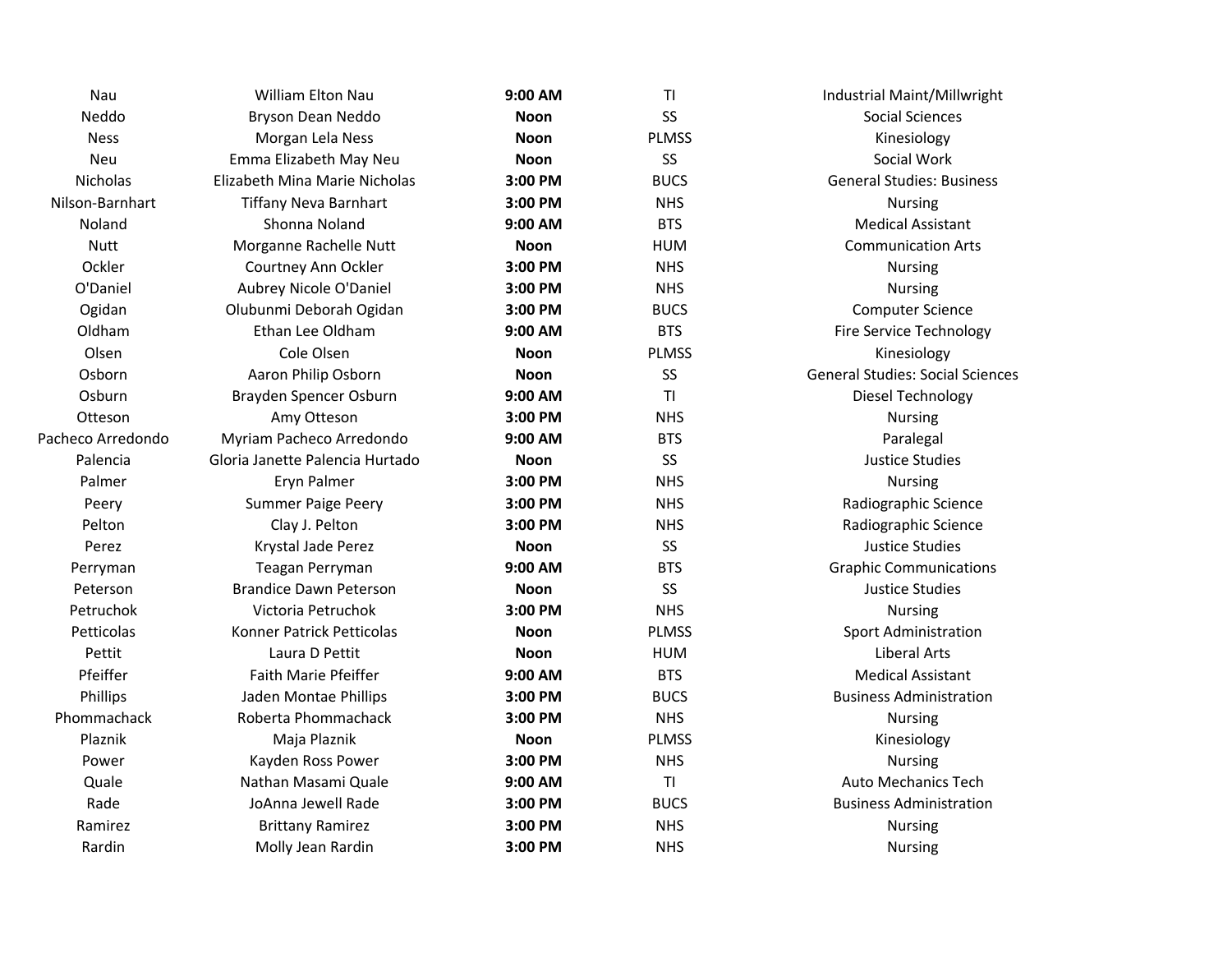| | | | | |
|---|---|---|---|---|
| Nau | William Elton Nau | **9:00 AM** | TI | Industrial Maint/Millwright |
| Neddo | Bryson Dean Neddo | **Noon** | SS | Social Sciences |
| Ness | Morgan Lela Ness | **Noon** | PLMSS | Kinesiology |
| Neu | Emma Elizabeth May Neu | **Noon** | SS | Social Work |
| Nicholas | Elizabeth Mina Marie Nicholas | **3:00 PM** | BUCS | General Studies: Business |
| Nilson-Barnhart | Tiffany Neva Barnhart | **3:00 PM** | NHS | Nursing |
| Noland | Shonna Noland | **9:00 AM** | BTS | Medical Assistant |
| Nutt | Morganne Rachelle Nutt | **Noon** | HUM | Communication Arts |
| Ockler | Courtney Ann Ockler | **3:00 PM** | NHS | Nursing |
| O'Daniel | Aubrey Nicole O'Daniel | **3:00 PM** | NHS | Nursing |
| Ogidan | Olubunmi Deborah Ogidan | **3:00 PM** | BUCS | Computer Science |
| Oldham | Ethan Lee Oldham | **9:00 AM** | BTS | Fire Service Technology |
| Olsen | Cole Olsen | **Noon** | PLMSS | Kinesiology |
| Osborn | Aaron Philip Osborn | **Noon** | SS | General Studies: Social Sciences |
| Osburn | Brayden Spencer Osburn | **9:00 AM** | TI | Diesel Technology |
| Otteson | Amy Otteson | **3:00 PM** | NHS | Nursing |
| Pacheco Arredondo | Myriam Pacheco Arredondo | **9:00 AM** | BTS | Paralegal |
| Palencia | Gloria Janette Palencia Hurtado | **Noon** | SS | Justice Studies |
| Palmer | Eryn Palmer | **3:00 PM** | NHS | Nursing |
| Peery | Summer Paige Peery | **3:00 PM** | NHS | Radiographic Science |
| Pelton | Clay J. Pelton | **3:00 PM** | NHS | Radiographic Science |
| Perez | Krystal Jade Perez | **Noon** | SS | Justice Studies |
| Perryman | Teagan Perryman | **9:00 AM** | BTS | Graphic Communications |
| Peterson | Brandice Dawn Peterson | **Noon** | SS | Justice Studies |
| Petruchok | Victoria Petruchok | **3:00 PM** | NHS | Nursing |
| Petticolas | Konner Patrick Petticolas | **Noon** | PLMSS | Sport Administration |
| Pettit | Laura D Pettit | **Noon** | HUM | Liberal Arts |
| Pfeiffer | Faith Marie Pfeiffer | **9:00 AM** | BTS | Medical Assistant |
| Phillips | Jaden Montae Phillips | **3:00 PM** | BUCS | Business Administration |
| Phommachack | Roberta Phommachack | **3:00 PM** | NHS | Nursing |
| Plaznik | Maja Plaznik | **Noon** | PLMSS | Kinesiology |
| Power | Kayden Ross Power | **3:00 PM** | NHS | Nursing |
| Quale | Nathan Masami Quale | **9:00 AM** | TI | Auto Mechanics Tech |
| Rade | JoAnna Jewell Rade | **3:00 PM** | BUCS | Business Administration |
| Ramirez | Brittany Ramirez | **3:00 PM** | NHS | Nursing |
| Rardin | Molly Jean Rardin | **3:00 PM** | NHS | Nursing |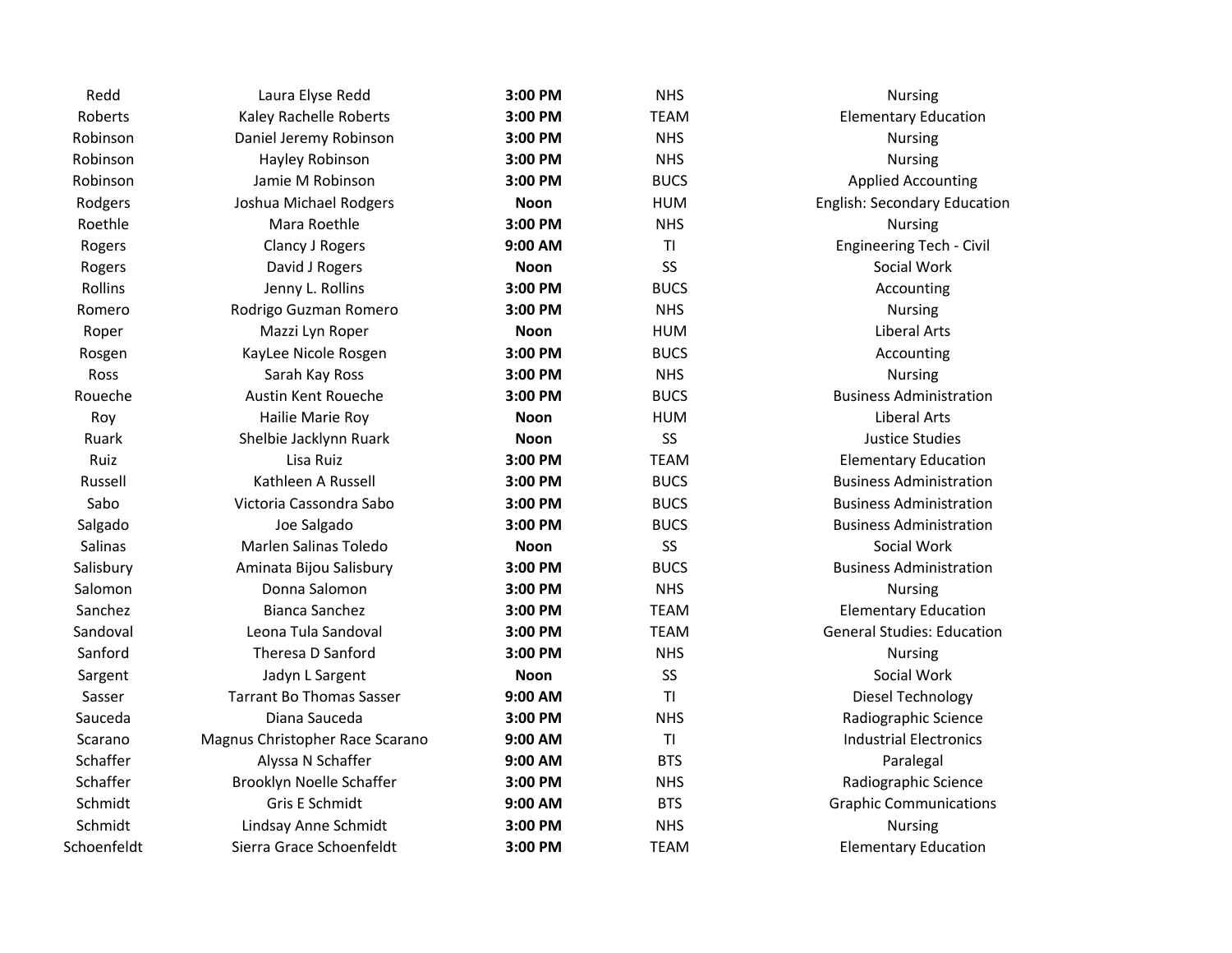| | | | | |
|---|---|---|---|---|
| Redd | Laura Elyse Redd | **3:00 PM** | NHS | Nursing |
| Roberts | Kaley Rachelle Roberts | **3:00 PM** | TEAM | Elementary Education |
| Robinson | Daniel Jeremy Robinson | **3:00 PM** | NHS | Nursing |
| Robinson | Hayley Robinson | **3:00 PM** | NHS | Nursing |
| Robinson | Jamie M Robinson | **3:00 PM** | BUCS | Applied Accounting |
| Rodgers | Joshua Michael Rodgers | **Noon** | HUM | English: Secondary Education |
| Roethle | Mara Roethle | **3:00 PM** | NHS | Nursing |
| Rogers | Clancy J Rogers | **9:00 AM** | TI | Engineering Tech - Civil |
| Rogers | David J Rogers | **Noon** | SS | Social Work |
| Rollins | Jenny L. Rollins | **3:00 PM** | BUCS | Accounting |
| Romero | Rodrigo Guzman Romero | **3:00 PM** | NHS | Nursing |
| Roper | Mazzi Lyn Roper | **Noon** | HUM | Liberal Arts |
| Rosgen | KayLee Nicole Rosgen | **3:00 PM** | BUCS | Accounting |
| Ross | Sarah Kay Ross | **3:00 PM** | NHS | Nursing |
| Roueche | Austin Kent Roueche | **3:00 PM** | BUCS | Business Administration |
| Roy | Hailie Marie Roy | **Noon** | HUM | Liberal Arts |
| Ruark | Shelbie Jacklynn Ruark | **Noon** | SS | Justice Studies |
| Ruiz | Lisa Ruiz | **3:00 PM** | TEAM | Elementary Education |
| Russell | Kathleen A Russell | **3:00 PM** | BUCS | Business Administration |
| Sabo | Victoria Cassondra Sabo | **3:00 PM** | BUCS | Business Administration |
| Salgado | Joe Salgado | **3:00 PM** | BUCS | Business Administration |
| Salinas | Marlen Salinas Toledo | **Noon** | SS | Social Work |
| Salisbury | Aminata Bijou Salisbury | **3:00 PM** | BUCS | Business Administration |
| Salomon | Donna Salomon | **3:00 PM** | NHS | Nursing |
| Sanchez | Bianca Sanchez | **3:00 PM** | TEAM | Elementary Education |
| Sandoval | Leona Tula Sandoval | **3:00 PM** | TEAM | General Studies: Education |
| Sanford | Theresa D Sanford | **3:00 PM** | NHS | Nursing |
| Sargent | Jadyn L Sargent | **Noon** | SS | Social Work |
| Sasser | Tarrant Bo Thomas Sasser | **9:00 AM** | TI | Diesel Technology |
| Sauceda | Diana Sauceda | **3:00 PM** | NHS | Radiographic Science |
| Scarano | Magnus Christopher Race Scarano | **9:00 AM** | TI | Industrial Electronics |
| Schaffer | Alyssa N Schaffer | **9:00 AM** | BTS | Paralegal |
| Schaffer | Brooklyn Noelle Schaffer | **3:00 PM** | NHS | Radiographic Science |
| Schmidt | Gris E Schmidt | **9:00 AM** | BTS | Graphic Communications |
| Schmidt | Lindsay Anne Schmidt | **3:00 PM** | NHS | Nursing |
| Schoenfeldt | Sierra Grace Schoenfeldt | **3:00 PM** | TEAM | Elementary Education |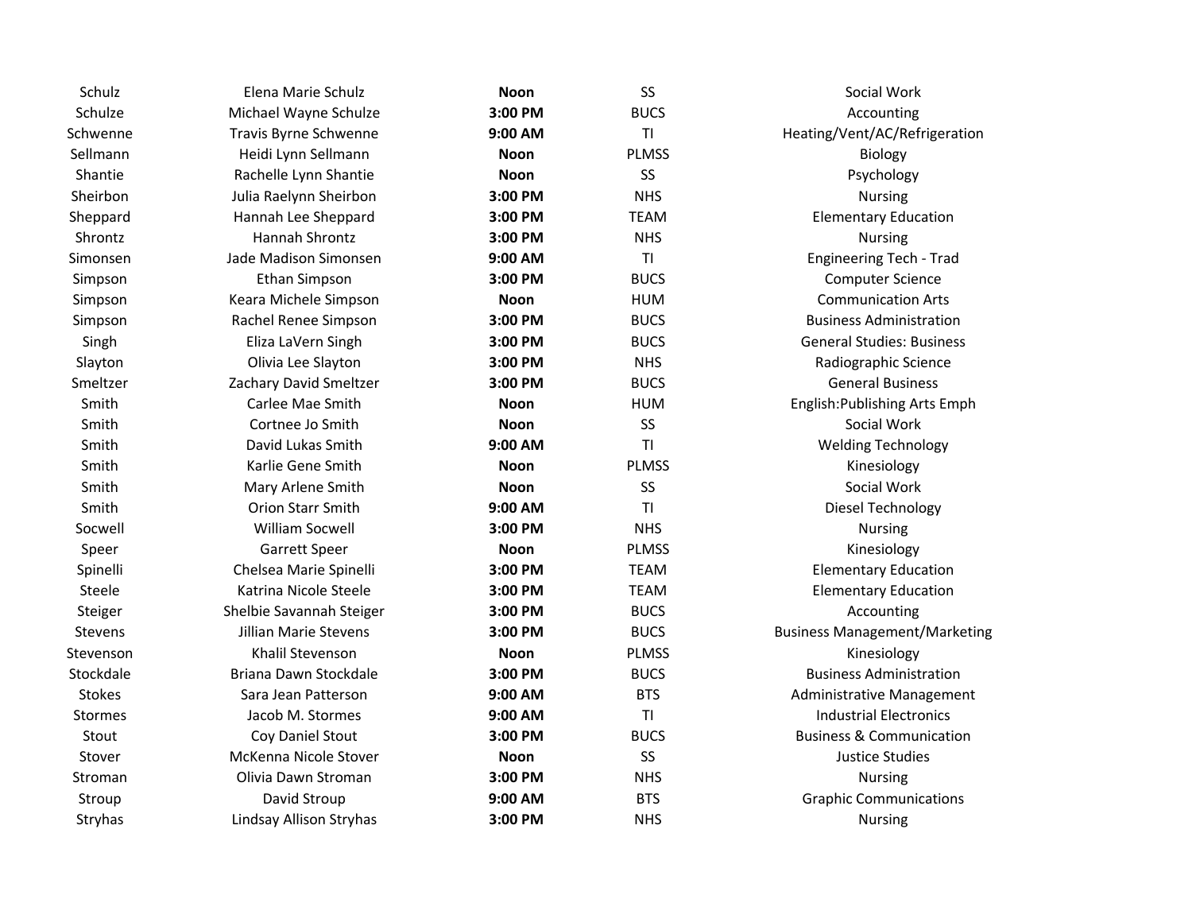| | | | | |
|---|---|---|---|---|
| Schulz | Elena Marie Schulz | **Noon** | SS | Social Work |
| Schulze | Michael Wayne Schulze | **3:00 PM** | BUCS | Accounting |
| Schwenne | Travis Byrne Schwenne | **9:00 AM** | TI | Heating/Vent/AC/Refrigeration |
| Sellmann | Heidi Lynn Sellmann | **Noon** | PLMSS | Biology |
| Shantie | Rachelle Lynn Shantie | **Noon** | SS | Psychology |
| Sheirbon | Julia Raelynn Sheirbon | **3:00 PM** | NHS | Nursing |
| Sheppard | Hannah Lee Sheppard | **3:00 PM** | TEAM | Elementary Education |
| Shrontz | Hannah Shrontz | **3:00 PM** | NHS | Nursing |
| Simonsen | Jade Madison Simonsen | **9:00 AM** | TI | Engineering Tech - Trad |
| Simpson | Ethan Simpson | **3:00 PM** | BUCS | Computer Science |
| Simpson | Keara Michele Simpson | **Noon** | HUM | Communication Arts |
| Simpson | Rachel Renee Simpson | **3:00 PM** | BUCS | Business Administration |
| Singh | Eliza LaVern Singh | **3:00 PM** | BUCS | General Studies: Business |
| Slayton | Olivia Lee Slayton | **3:00 PM** | NHS | Radiographic Science |
| Smeltzer | Zachary David Smeltzer | **3:00 PM** | BUCS | General Business |
| Smith | Carlee Mae Smith | **Noon** | HUM | English:Publishing Arts Emph |
| Smith | Cortnee Jo Smith | **Noon** | SS | Social Work |
| Smith | David Lukas Smith | **9:00 AM** | TI | Welding Technology |
| Smith | Karlie Gene Smith | **Noon** | PLMSS | Kinesiology |
| Smith | Mary Arlene Smith | **Noon** | SS | Social Work |
| Smith | Orion Starr Smith | **9:00 AM** | TI | Diesel Technology |
| Socwell | William Socwell | **3:00 PM** | NHS | Nursing |
| Speer | Garrett Speer | **Noon** | PLMSS | Kinesiology |
| Spinelli | Chelsea Marie Spinelli | **3:00 PM** | TEAM | Elementary Education |
| Steele | Katrina Nicole Steele | **3:00 PM** | TEAM | Elementary Education |
| Steiger | Shelbie Savannah Steiger | **3:00 PM** | BUCS | Accounting |
| Stevens | Jillian Marie Stevens | **3:00 PM** | BUCS | Business Management/Marketing |
| Stevenson | Khalil Stevenson | **Noon** | PLMSS | Kinesiology |
| Stockdale | Briana Dawn Stockdale | **3:00 PM** | BUCS | Business Administration |
| Stokes | Sara Jean Patterson | **9:00 AM** | BTS | Administrative Management |
| Stormes | Jacob M. Stormes | **9:00 AM** | TI | Industrial Electronics |
| Stout | Coy Daniel Stout | **3:00 PM** | BUCS | Business & Communication |
| Stover | McKenna Nicole Stover | **Noon** | SS | Justice Studies |
| Stroman | Olivia Dawn Stroman | **3:00 PM** | NHS | Nursing |
| Stroup | David Stroup | **9:00 AM** | BTS | Graphic Communications |
| Stryhas | Lindsay Allison Stryhas | **3:00 PM** | NHS | Nursing |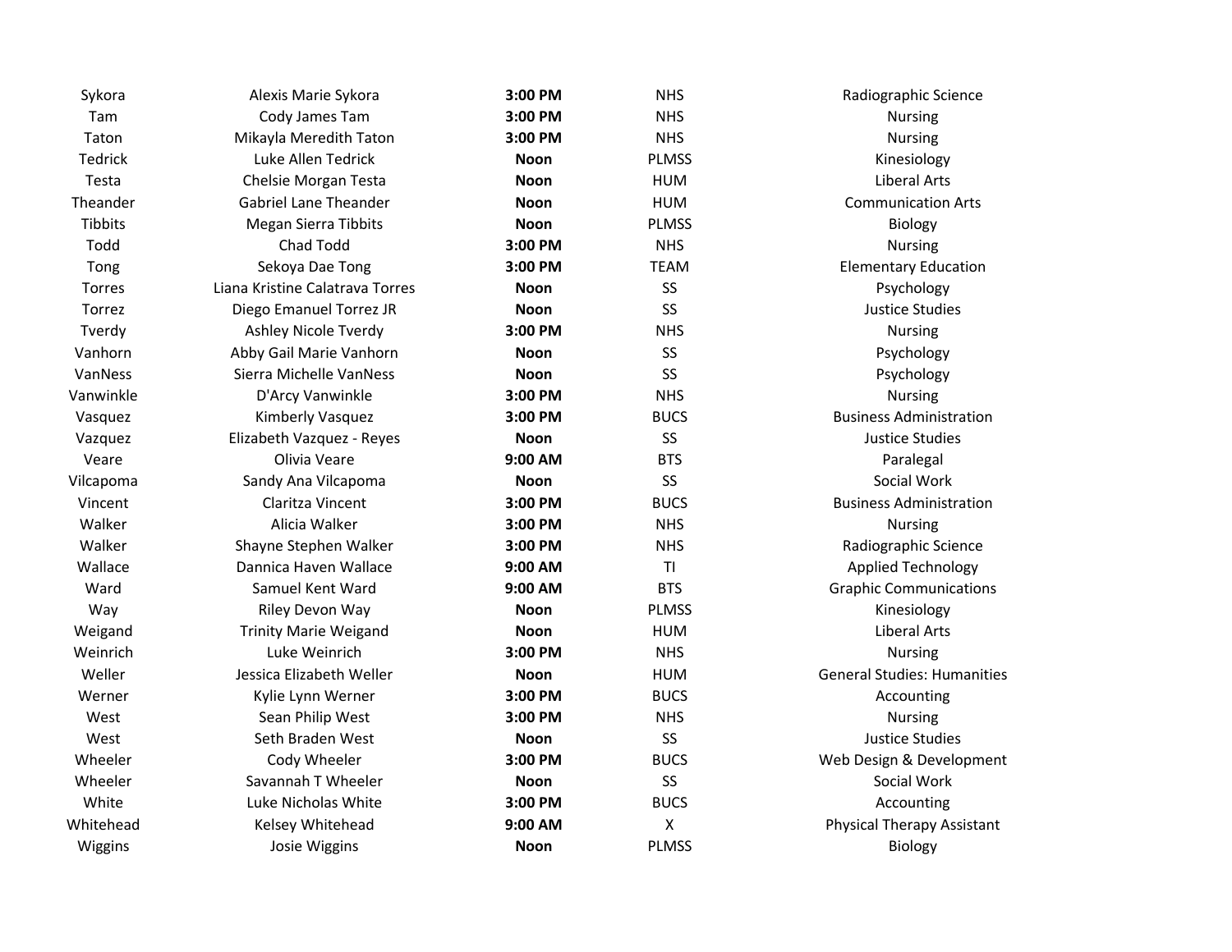| | | | | |
|---|---|---|---|---|
| Sykora | Alexis Marie Sykora | **3:00 PM** | NHS | Radiographic Science |
| Tam | Cody James Tam | **3:00 PM** | NHS | Nursing |
| Taton | Mikayla Meredith Taton | **3:00 PM** | NHS | Nursing |
| Tedrick | Luke Allen Tedrick | **Noon** | PLMSS | Kinesiology |
| Testa | Chelsie Morgan Testa | **Noon** | HUM | Liberal Arts |
| Theander | Gabriel Lane Theander | **Noon** | HUM | Communication Arts |
| Tibbits | Megan Sierra Tibbits | **Noon** | PLMSS | Biology |
| Todd | Chad Todd | **3:00 PM** | NHS | Nursing |
| Tong | Sekoya Dae Tong | **3:00 PM** | TEAM | Elementary Education |
| Torres | Liana Kristine Calatrava Torres | **Noon** | SS | Psychology |
| Torrez | Diego Emanuel Torrez JR | **Noon** | SS | Justice Studies |
| Tverdy | Ashley Nicole Tverdy | **3:00 PM** | NHS | Nursing |
| Vanhorn | Abby Gail Marie Vanhorn | **Noon** | SS | Psychology |
| VanNess | Sierra Michelle VanNess | **Noon** | SS | Psychology |
| Vanwinkle | D'Arcy Vanwinkle | **3:00 PM** | NHS | Nursing |
| Vasquez | Kimberly Vasquez | **3:00 PM** | BUCS | Business Administration |
| Vazquez | Elizabeth Vazquez - Reyes | **Noon** | SS | Justice Studies |
| Veare | Olivia Veare | **9:00 AM** | BTS | Paralegal |
| Vilcapoma | Sandy Ana Vilcapoma | **Noon** | SS | Social Work |
| Vincent | Claritza Vincent | **3:00 PM** | BUCS | Business Administration |
| Walker | Alicia Walker | **3:00 PM** | NHS | Nursing |
| Walker | Shayne Stephen Walker | **3:00 PM** | NHS | Radiographic Science |
| Wallace | Dannica Haven Wallace | **9:00 AM** | TI | Applied Technology |
| Ward | Samuel Kent Ward | **9:00 AM** | BTS | Graphic Communications |
| Way | Riley Devon Way | **Noon** | PLMSS | Kinesiology |
| Weigand | Trinity Marie Weigand | **Noon** | HUM | Liberal Arts |
| Weinrich | Luke Weinrich | **3:00 PM** | NHS | Nursing |
| Weller | Jessica Elizabeth Weller | **Noon** | HUM | General Studies: Humanities |
| Werner | Kylie Lynn Werner | **3:00 PM** | BUCS | Accounting |
| West | Sean Philip West | **3:00 PM** | NHS | Nursing |
| West | Seth Braden West | **Noon** | SS | Justice Studies |
| Wheeler | Cody Wheeler | **3:00 PM** | BUCS | Web Design & Development |
| Wheeler | Savannah T Wheeler | **Noon** | SS | Social Work |
| White | Luke Nicholas White | **3:00 PM** | BUCS | Accounting |
| Whitehead | Kelsey Whitehead | **9:00 AM** | X | Physical Therapy Assistant |
| Wiggins | Josie Wiggins | **Noon** | PLMSS | Biology |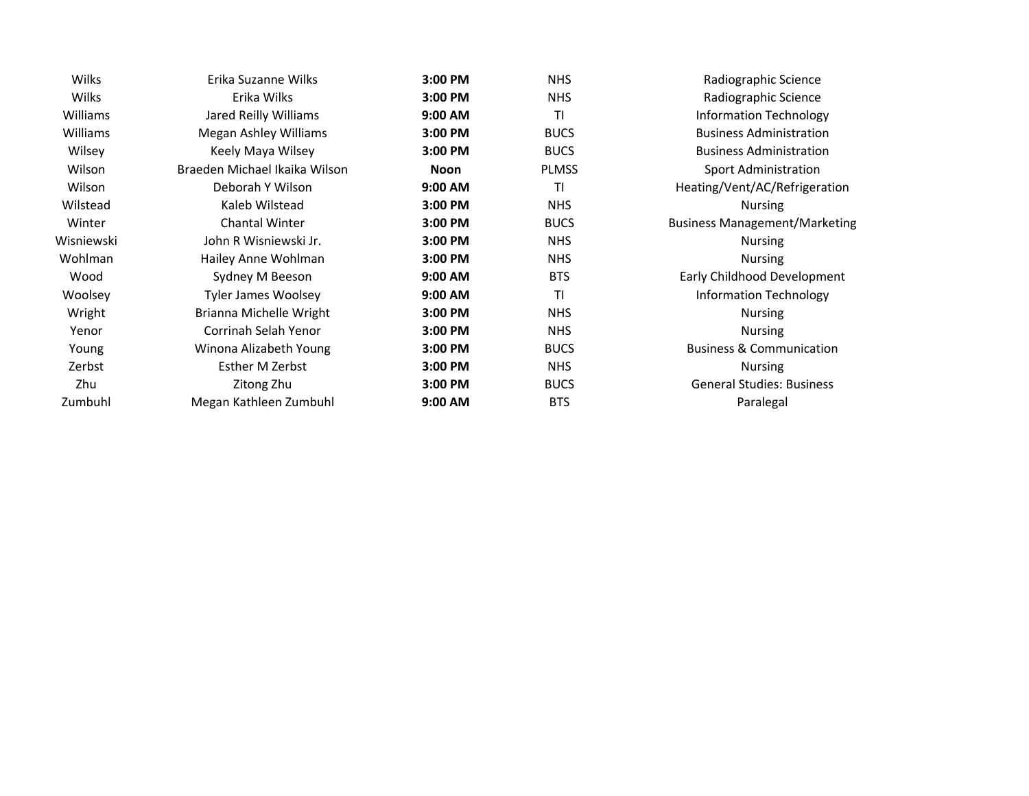| | | | | |
|---|---|---|---|---|
| Wilks | Erika Suzanne Wilks | **3:00 PM** | NHS | Radiographic Science |
| Wilks | Erika Wilks | **3:00 PM** | NHS | Radiographic Science |
| Williams | Jared Reilly Williams | **9:00 AM** | TI | Information Technology |
| Williams | Megan Ashley Williams | **3:00 PM** | BUCS | Business Administration |
| Wilsey | Keely Maya Wilsey | **3:00 PM** | BUCS | Business Administration |
| Wilson | Braeden Michael Ikaika Wilson | **Noon** | PLMSS | Sport Administration |
| Wilson | Deborah Y Wilson | **9:00 AM** | TI | Heating/Vent/AC/Refrigeration |
| Wilstead | Kaleb Wilstead | **3:00 PM** | NHS | Nursing |
| Winter | Chantal Winter | **3:00 PM** | BUCS | Business Management/Marketing |
| Wisniewski | John R Wisniewski Jr. | **3:00 PM** | NHS | Nursing |
| Wohlman | Hailey Anne Wohlman | **3:00 PM** | NHS | Nursing |
| Wood | Sydney M Beeson | **9:00 AM** | BTS | Early Childhood Development |
| Woolsey | Tyler James Woolsey | **9:00 AM** | TI | Information Technology |
| Wright | Brianna Michelle Wright | **3:00 PM** | NHS | Nursing |
| Yenor | Corrinah Selah Yenor | **3:00 PM** | NHS | Nursing |
| Young | Winona Alizabeth Young | **3:00 PM** | BUCS | Business & Communication |
| Zerbst | Esther M Zerbst | **3:00 PM** | NHS | Nursing |
| Zhu | Zitong Zhu | **3:00 PM** | BUCS | General Studies: Business |
| Zumbuhl | Megan Kathleen Zumbuhl | **9:00 AM** | BTS | Paralegal |